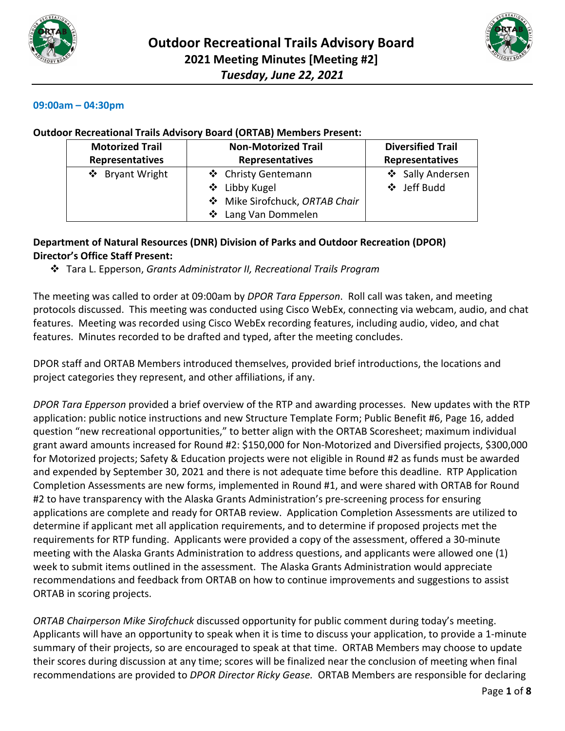# Outdoor Recreational Trails Advisory Board
## 2021 Meeting Minutes [Meeting #2]
### *Tuesday, June 22, 2021*

**09:00am – 04:30pm**

**Outdoor Recreational Trails Advisory Board (ORTAB) Members Present:**

| Motorized Trail Representatives | Non-Motorized Trail Representatives | Diversified Trail Representatives |
|---|---|---|
| ❖ Bryant Wright | ❖ Christy Gentemann<br>❖ Libby Kugel<br>❖ Mike Sirofchuck, *ORTAB Chair*<br>❖ Lang Van Dommelen | ❖ Sally Andersen<br>❖ Jeff Budd |

**Department of Natural Resources (DNR) Division of Parks and Outdoor Recreation (DPOR) Director's Office Staff Present:**

- ❖ Tara L. Epperson, *Grants Administrator II, Recreational Trails Program*

The meeting was called to order at 09:00am by *DPOR Tara Epperson*. Roll call was taken, and meeting protocols discussed. This meeting was conducted using Cisco WebEx, connecting via webcam, audio, and chat features. Meeting was recorded using Cisco WebEx recording features, including audio, video, and chat features. Minutes recorded to be drafted and typed, after the meeting concludes.

DPOR staff and ORTAB Members introduced themselves, provided brief introductions, the locations and project categories they represent, and other affiliations, if any.

*DPOR Tara Epperson* provided a brief overview of the RTP and awarding processes. New updates with the RTP application: public notice instructions and new Structure Template Form; Public Benefit #6, Page 16, added question "new recreational opportunities," to better align with the ORTAB Scoresheet; maximum individual grant award amounts increased for Round #2: $150,000 for Non-Motorized and Diversified projects, $300,000 for Motorized projects; Safety & Education projects were not eligible in Round #2 as funds must be awarded and expended by September 30, 2021 and there is not adequate time before this deadline. RTP Application Completion Assessments are new forms, implemented in Round #1, and were shared with ORTAB for Round #2 to have transparency with the Alaska Grants Administration's pre-screening process for ensuring applications are complete and ready for ORTAB review. Application Completion Assessments are utilized to determine if applicant met all application requirements, and to determine if proposed projects met the requirements for RTP funding. Applicants were provided a copy of the assessment, offered a 30-minute meeting with the Alaska Grants Administration to address questions, and applicants were allowed one (1) week to submit items outlined in the assessment. The Alaska Grants Administration would appreciate recommendations and feedback from ORTAB on how to continue improvements and suggestions to assist ORTAB in scoring projects.

*ORTAB Chairperson Mike Sirofchuck* discussed opportunity for public comment during today's meeting. Applicants will have an opportunity to speak when it is time to discuss your application, to provide a 1-minute summary of their projects, so are encouraged to speak at that time. ORTAB Members may choose to update their scores during discussion at any time; scores will be finalized near the conclusion of meeting when final recommendations are provided to *DPOR Director Ricky Gease.* ORTAB Members are responsible for declaring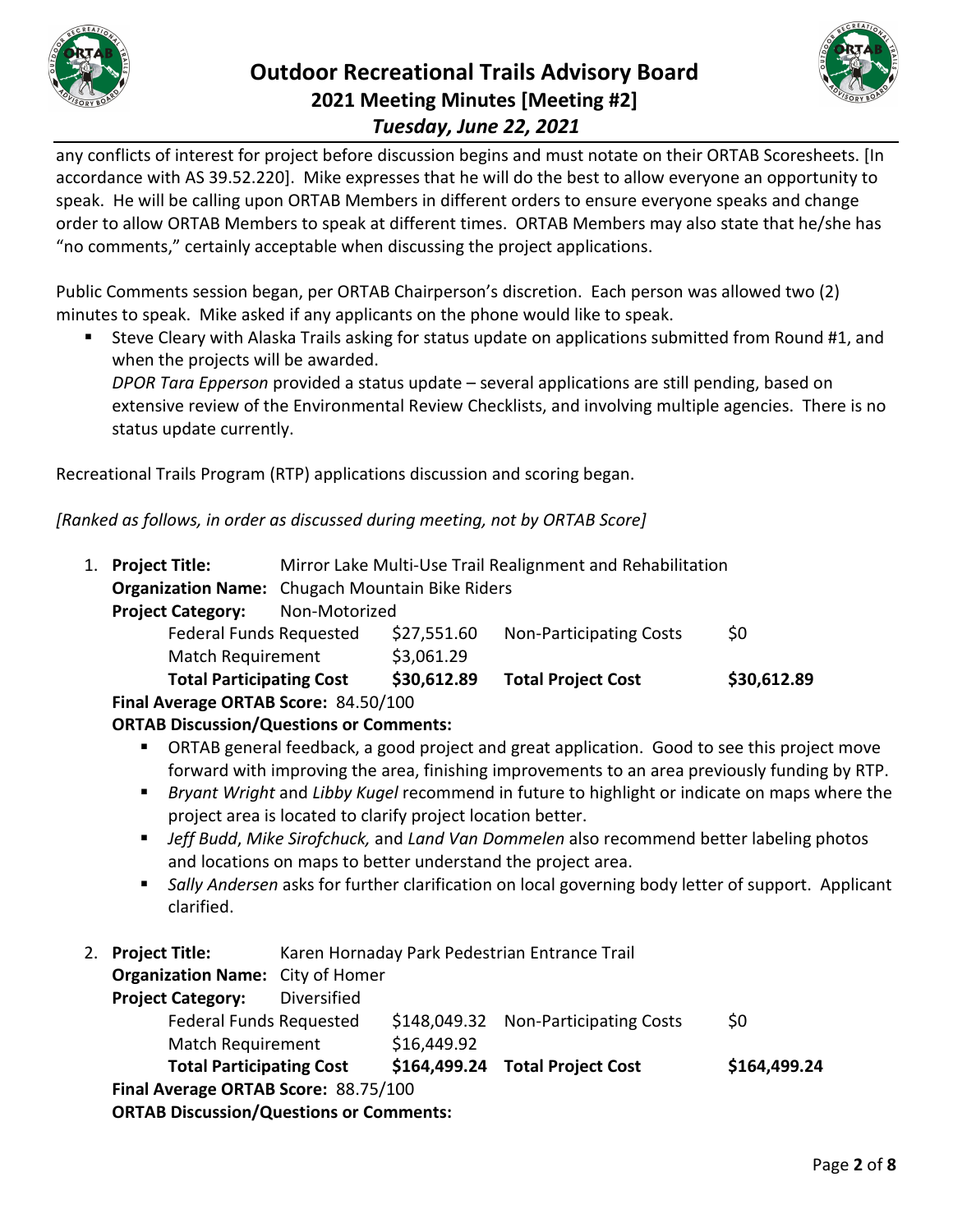any conflicts of interest for project before discussion begins and must notate on their ORTAB Scoresheets. [In accordance with AS 39.52.220]. Mike expresses that he will do the best to allow everyone an opportunity to speak. He will be calling upon ORTAB Members in different orders to ensure everyone speaks and change order to allow ORTAB Members to speak at different times. ORTAB Members may also state that he/she has "no comments," certainly acceptable when discussing the project applications.

Public Comments session began, per ORTAB Chairperson's discretion. Each person was allowed two (2) minutes to speak. Mike asked if any applicants on the phone would like to speak.

- Steve Cleary with Alaska Trails asking for status update on applications submitted from Round #1, and when the projects will be awarded.
  *DPOR Tara Epperson* provided a status update – several applications are still pending, based on extensive review of the Environmental Review Checklists, and involving multiple agencies. There is no status update currently.

Recreational Trails Program (RTP) applications discussion and scoring began.

*[Ranked as follows, in order as discussed during meeting, not by ORTAB Score]*

1. **Project Title:** Mirror Lake Multi-Use Trail Realignment and Rehabilitation
   **Organization Name:** Chugach Mountain Bike Riders
   **Project Category:** Non-Motorized

   | | | | |
   |---|---|---|---|
   | Federal Funds Requested | $27,551.60 | Non-Participating Costs | $0 |
   | Match Requirement | $3,061.29 | | |
   | **Total Participating Cost** | **$30,612.89** | **Total Project Cost** | **$30,612.89** |

   **Final Average ORTAB Score:** 84.50/100
   **ORTAB Discussion/Questions or Comments:**
   - ORTAB general feedback, a good project and great application. Good to see this project move forward with improving the area, finishing improvements to an area previously funding by RTP.
   - *Bryant Wright* and *Libby Kugel* recommend in future to highlight or indicate on maps where the project area is located to clarify project location better.
   - *Jeff Budd*, *Mike Sirofchuck,* and *Land Van Dommelen* also recommend better labeling photos and locations on maps to better understand the project area.
   - *Sally Andersen* asks for further clarification on local governing body letter of support. Applicant clarified.

2. **Project Title:** Karen Hornaday Park Pedestrian Entrance Trail
   **Organization Name:** City of Homer
   **Project Category:** Diversified

   | | | | |
   |---|---|---|---|
   | Federal Funds Requested | $148,049.32 | Non-Participating Costs | $0 |
   | Match Requirement | $16,449.92 | | |
   | **Total Participating Cost** | **$164,499.24** | **Total Project Cost** | **$164,499.24** |

   **Final Average ORTAB Score:** 88.75/100
   **ORTAB Discussion/Questions or Comments:**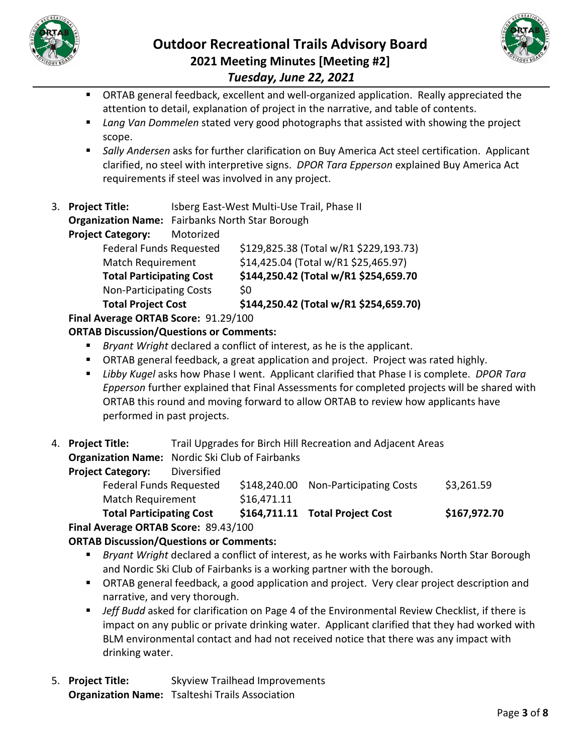- ORTAB general feedback, excellent and well-organized application. Really appreciated the attention to detail, explanation of project in the narrative, and table of contents.
- *Lang Van Dommelen* stated very good photographs that assisted with showing the project scope.
- *Sally Andersen* asks for further clarification on Buy America Act steel certification. Applicant clarified, no steel with interpretive signs. *DPOR Tara Epperson* explained Buy America Act requirements if steel was involved in any project.

3. **Project Title:** Isberg East-West Multi-Use Trail, Phase II

   **Organization Name:** Fairbanks North Star Borough

   **Project Category:** Motorized

   | | |
   |---|---|
   | Federal Funds Requested | $129,825.38 (Total w/R1 $229,193.73) |
   | Match Requirement | $14,425.04 (Total w/R1 $25,465.97) |
   | **Total Participating Cost** | **$144,250.42 (Total w/R1 $254,659.70** |
   | Non-Participating Costs | $0 |
   | **Total Project Cost** | **$144,250.42 (Total w/R1 $254,659.70)** |

   **Final Average ORTAB Score:** 91.29/100

   **ORTAB Discussion/Questions or Comments:**

   - *Bryant Wright* declared a conflict of interest, as he is the applicant.
   - ORTAB general feedback, a great application and project. Project was rated highly.
   - *Libby Kugel* asks how Phase I went. Applicant clarified that Phase I is complete. *DPOR Tara Epperson* further explained that Final Assessments for completed projects will be shared with ORTAB this round and moving forward to allow ORTAB to review how applicants have performed in past projects.

4. **Project Title:** Trail Upgrades for Birch Hill Recreation and Adjacent Areas

   **Organization Name:** Nordic Ski Club of Fairbanks

   **Project Category:** Diversified

   | | | | |
   |---|---|---|---|
   | Federal Funds Requested | $148,240.00 | Non-Participating Costs | $3,261.59 |
   | Match Requirement | $16,471.11 | | |
   | **Total Participating Cost** | **$164,711.11** | **Total Project Cost** | **$167,972.70** |

   **Final Average ORTAB Score:** 89.43/100

   **ORTAB Discussion/Questions or Comments:**

   - *Bryant Wright* declared a conflict of interest, as he works with Fairbanks North Star Borough and Nordic Ski Club of Fairbanks is a working partner with the borough.
   - ORTAB general feedback, a good application and project. Very clear project description and narrative, and very thorough.
   - *Jeff Budd* asked for clarification on Page 4 of the Environmental Review Checklist, if there is impact on any public or private drinking water. Applicant clarified that they had worked with BLM environmental contact and had not received notice that there was any impact with drinking water.

5. **Project Title:** Skyview Trailhead Improvements

   **Organization Name:** Tsalteshi Trails Association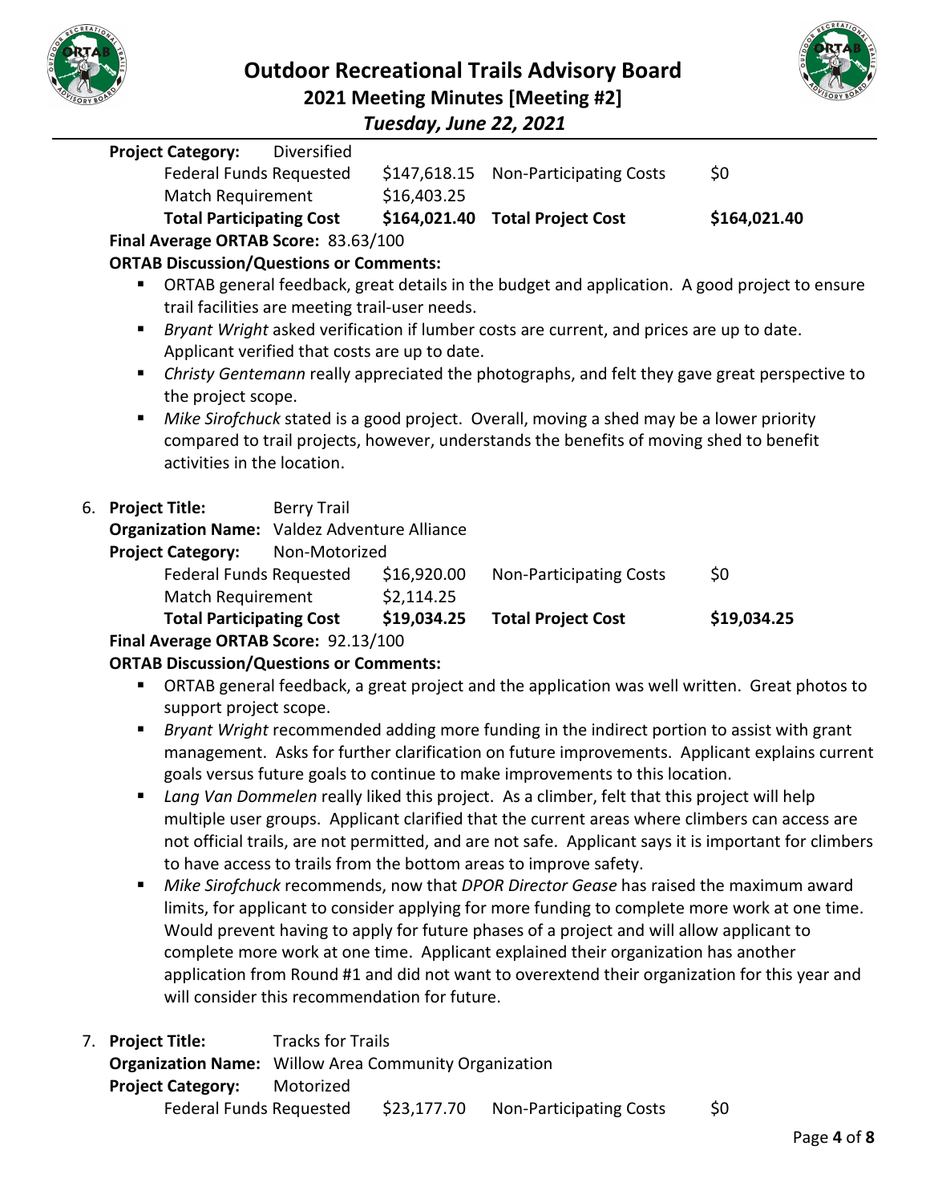**Project Category:** Diversified

| | | | |
|---|---|---|---|
| Federal Funds Requested | $147,618.15 | Non-Participating Costs | $0 |
| Match Requirement | $16,403.25 | | |
| **Total Participating Cost** | **$164,021.40** | **Total Project Cost** | **$164,021.40** |

**Final Average ORTAB Score:** 83.63/100

**ORTAB Discussion/Questions or Comments:**

- ORTAB general feedback, great details in the budget and application. A good project to ensure trail facilities are meeting trail-user needs.
- *Bryant Wright* asked verification if lumber costs are current, and prices are up to date. Applicant verified that costs are up to date.
- *Christy Gentemann* really appreciated the photographs, and felt they gave great perspective to the project scope.
- *Mike Sirofchuck* stated is a good project. Overall, moving a shed may be a lower priority compared to trail projects, however, understands the benefits of moving shed to benefit activities in the location.

6. **Project Title:** Berry Trail

   **Organization Name:** Valdez Adventure Alliance

   **Project Category:** Non-Motorized

| | | | |
|---|---|---|---|
| Federal Funds Requested | $16,920.00 | Non-Participating Costs | $0 |
| Match Requirement | $2,114.25 | | |
| **Total Participating Cost** | **$19,034.25** | **Total Project Cost** | **$19,034.25** |

**Final Average ORTAB Score:** 92.13/100

**ORTAB Discussion/Questions or Comments:**

- ORTAB general feedback, a great project and the application was well written. Great photos to support project scope.
- *Bryant Wright* recommended adding more funding in the indirect portion to assist with grant management. Asks for further clarification on future improvements. Applicant explains current goals versus future goals to continue to make improvements to this location.
- *Lang Van Dommelen* really liked this project. As a climber, felt that this project will help multiple user groups. Applicant clarified that the current areas where climbers can access are not official trails, are not permitted, and are not safe. Applicant says it is important for climbers to have access to trails from the bottom areas to improve safety.
- *Mike Sirofchuck* recommends, now that *DPOR Director Gease* has raised the maximum award limits, for applicant to consider applying for more funding to complete more work at one time. Would prevent having to apply for future phases of a project and will allow applicant to complete more work at one time. Applicant explained their organization has another application from Round #1 and did not want to overextend their organization for this year and will consider this recommendation for future.

7. **Project Title:** Tracks for Trails

   **Organization Name:** Willow Area Community Organization

   **Project Category:** Motorized

| | | | |
|---|---|---|---|
| Federal Funds Requested | $23,177.70 | Non-Participating Costs | $0 |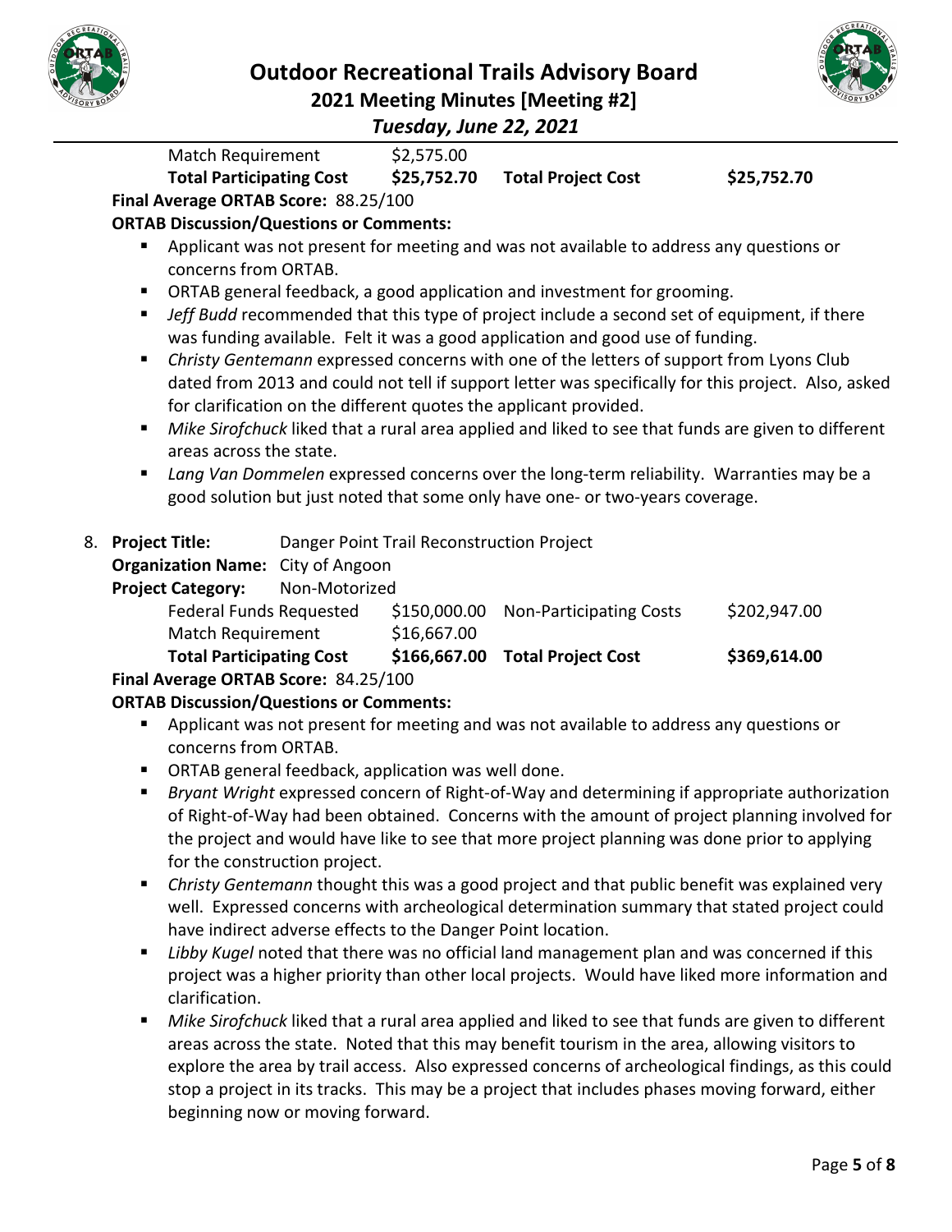| | | | |
|---|---|---|---|
| Match Requirement | $2,575.00 | | |
| **Total Participating Cost** | **$25,752.70** | **Total Project Cost** | **$25,752.70** |

**Final Average ORTAB Score:** 88.25/100

**ORTAB Discussion/Questions or Comments:**

- Applicant was not present for meeting and was not available to address any questions or concerns from ORTAB.
- ORTAB general feedback, a good application and investment for grooming.
- *Jeff Budd* recommended that this type of project include a second set of equipment, if there was funding available. Felt it was a good application and good use of funding.
- *Christy Gentemann* expressed concerns with one of the letters of support from Lyons Club dated from 2013 and could not tell if support letter was specifically for this project. Also, asked for clarification on the different quotes the applicant provided.
- *Mike Sirofchuck* liked that a rural area applied and liked to see that funds are given to different areas across the state.
- *Lang Van Dommelen* expressed concerns over the long-term reliability. Warranties may be a good solution but just noted that some only have one- or two-years coverage.

8. **Project Title:** Danger Point Trail Reconstruction Project

**Organization Name:** City of Angoon

**Project Category:** Non-Motorized

| | | | |
|---|---|---|---|
| Federal Funds Requested | $150,000.00 | Non-Participating Costs | $202,947.00 |
| Match Requirement | $16,667.00 | | |
| **Total Participating Cost** | **$166,667.00** | **Total Project Cost** | **$369,614.00** |

**Final Average ORTAB Score:** 84.25/100

**ORTAB Discussion/Questions or Comments:**

- Applicant was not present for meeting and was not available to address any questions or concerns from ORTAB.
- ORTAB general feedback, application was well done.
- *Bryant Wright* expressed concern of Right-of-Way and determining if appropriate authorization of Right-of-Way had been obtained. Concerns with the amount of project planning involved for the project and would have like to see that more project planning was done prior to applying for the construction project.
- *Christy Gentemann* thought this was a good project and that public benefit was explained very well. Expressed concerns with archeological determination summary that stated project could have indirect adverse effects to the Danger Point location.
- *Libby Kugel* noted that there was no official land management plan and was concerned if this project was a higher priority than other local projects. Would have liked more information and clarification.
- *Mike Sirofchuck* liked that a rural area applied and liked to see that funds are given to different areas across the state. Noted that this may benefit tourism in the area, allowing visitors to explore the area by trail access. Also expressed concerns of archeological findings, as this could stop a project in its tracks. This may be a project that includes phases moving forward, either beginning now or moving forward.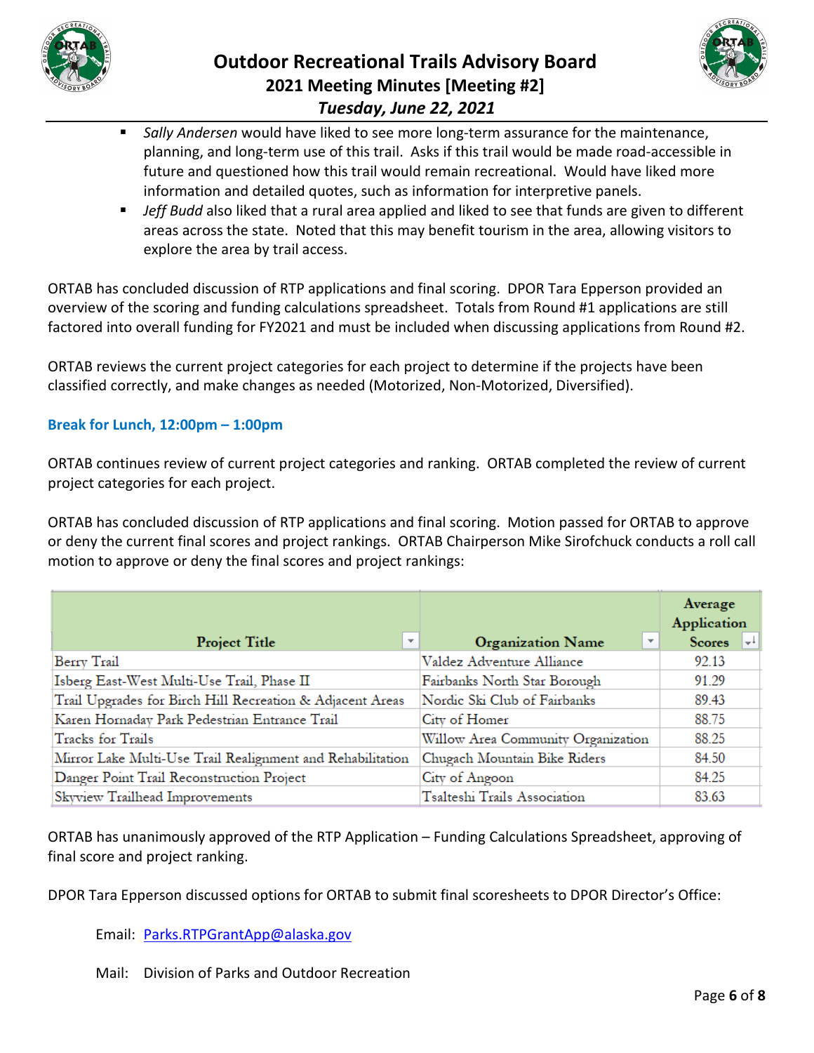- *Sally Andersen* would have liked to see more long-term assurance for the maintenance, planning, and long-term use of this trail. Asks if this trail would be made road-accessible in future and questioned how this trail would remain recreational. Would have liked more information and detailed quotes, such as information for interpretive panels.
- *Jeff Budd* also liked that a rural area applied and liked to see that funds are given to different areas across the state. Noted that this may benefit tourism in the area, allowing visitors to explore the area by trail access.

ORTAB has concluded discussion of RTP applications and final scoring. DPOR Tara Epperson provided an overview of the scoring and funding calculations spreadsheet. Totals from Round #1 applications are still factored into overall funding for FY2021 and must be included when discussing applications from Round #2.

ORTAB reviews the current project categories for each project to determine if the projects have been classified correctly, and make changes as needed (Motorized, Non-Motorized, Diversified).

**Break for Lunch, 12:00pm – 1:00pm**

ORTAB continues review of current project categories and ranking. ORTAB completed the review of current project categories for each project.

ORTAB has concluded discussion of RTP applications and final scoring. Motion passed for ORTAB to approve or deny the current final scores and project rankings. ORTAB Chairperson Mike Sirofchuck conducts a roll call motion to approve or deny the final scores and project rankings:

| Project Title | Organization Name | Average Application Scores |
|---|---|---|
| Berry Trail | Valdez Adventure Alliance | 92.13 |
| Isberg East-West Multi-Use Trail, Phase II | Fairbanks North Star Borough | 91.29 |
| Trail Upgrades for Birch Hill Recreation & Adjacent Areas | Nordic Ski Club of Fairbanks | 89.43 |
| Karen Hornaday Park Pedestrian Entrance Trail | City of Homer | 88.75 |
| Tracks for Trails | Willow Area Community Organization | 88.25 |
| Mirror Lake Multi-Use Trail Realignment and Rehabilitation | Chugach Mountain Bike Riders | 84.50 |
| Danger Point Trail Reconstruction Project | City of Angoon | 84.25 |
| Skyview Trailhead Improvements | Tsalteshi Trails Association | 83.63 |

ORTAB has unanimously approved of the RTP Application – Funding Calculations Spreadsheet, approving of final score and project ranking.

DPOR Tara Epperson discussed options for ORTAB to submit final scoresheets to DPOR Director's Office:

Email: Parks.RTPGrantApp@alaska.gov

Mail: Division of Parks and Outdoor Recreation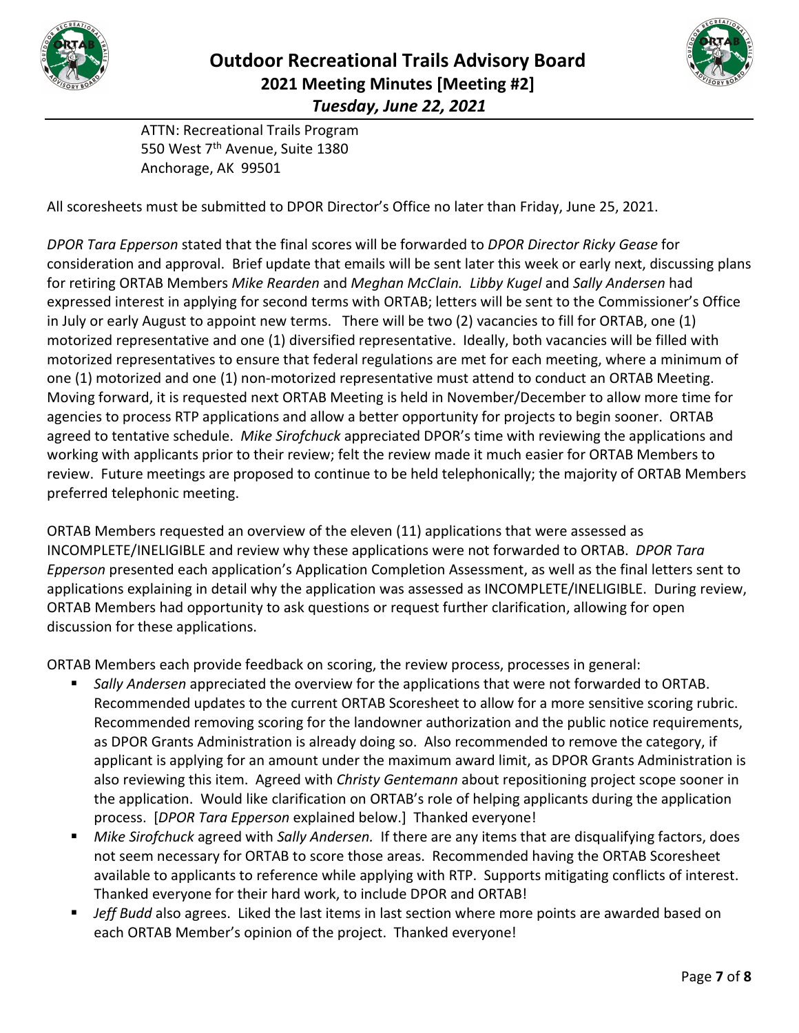ATTN: Recreational Trails Program
550 West 7th Avenue, Suite 1380
Anchorage, AK 99501

All scoresheets must be submitted to DPOR Director's Office no later than Friday, June 25, 2021.

*DPOR Tara Epperson* stated that the final scores will be forwarded to *DPOR Director Ricky Gease* for consideration and approval. Brief update that emails will be sent later this week or early next, discussing plans for retiring ORTAB Members *Mike Rearden* and *Meghan McClain. Libby Kugel* and *Sally Andersen* had expressed interest in applying for second terms with ORTAB; letters will be sent to the Commissioner's Office in July or early August to appoint new terms. There will be two (2) vacancies to fill for ORTAB, one (1) motorized representative and one (1) diversified representative. Ideally, both vacancies will be filled with motorized representatives to ensure that federal regulations are met for each meeting, where a minimum of one (1) motorized and one (1) non-motorized representative must attend to conduct an ORTAB Meeting. Moving forward, it is requested next ORTAB Meeting is held in November/December to allow more time for agencies to process RTP applications and allow a better opportunity for projects to begin sooner. ORTAB agreed to tentative schedule. *Mike Sirofchuck* appreciated DPOR's time with reviewing the applications and working with applicants prior to their review; felt the review made it much easier for ORTAB Members to review. Future meetings are proposed to continue to be held telephonically; the majority of ORTAB Members preferred telephonic meeting.

ORTAB Members requested an overview of the eleven (11) applications that were assessed as INCOMPLETE/INELIGIBLE and review why these applications were not forwarded to ORTAB. *DPOR Tara Epperson* presented each application's Application Completion Assessment, as well as the final letters sent to applications explaining in detail why the application was assessed as INCOMPLETE/INELIGIBLE. During review, ORTAB Members had opportunity to ask questions or request further clarification, allowing for open discussion for these applications.

ORTAB Members each provide feedback on scoring, the review process, processes in general:

- *Sally Andersen* appreciated the overview for the applications that were not forwarded to ORTAB. Recommended updates to the current ORTAB Scoresheet to allow for a more sensitive scoring rubric. Recommended removing scoring for the landowner authorization and the public notice requirements, as DPOR Grants Administration is already doing so. Also recommended to remove the category, if applicant is applying for an amount under the maximum award limit, as DPOR Grants Administration is also reviewing this item. Agreed with *Christy Gentemann* about repositioning project scope sooner in the application. Would like clarification on ORTAB's role of helping applicants during the application process. [*DPOR Tara Epperson* explained below.] Thanked everyone!
- *Mike Sirofchuck* agreed with *Sally Andersen.* If there are any items that are disqualifying factors, does not seem necessary for ORTAB to score those areas. Recommended having the ORTAB Scoresheet available to applicants to reference while applying with RTP. Supports mitigating conflicts of interest. Thanked everyone for their hard work, to include DPOR and ORTAB!
- *Jeff Budd* also agrees. Liked the last items in last section where more points are awarded based on each ORTAB Member's opinion of the project. Thanked everyone!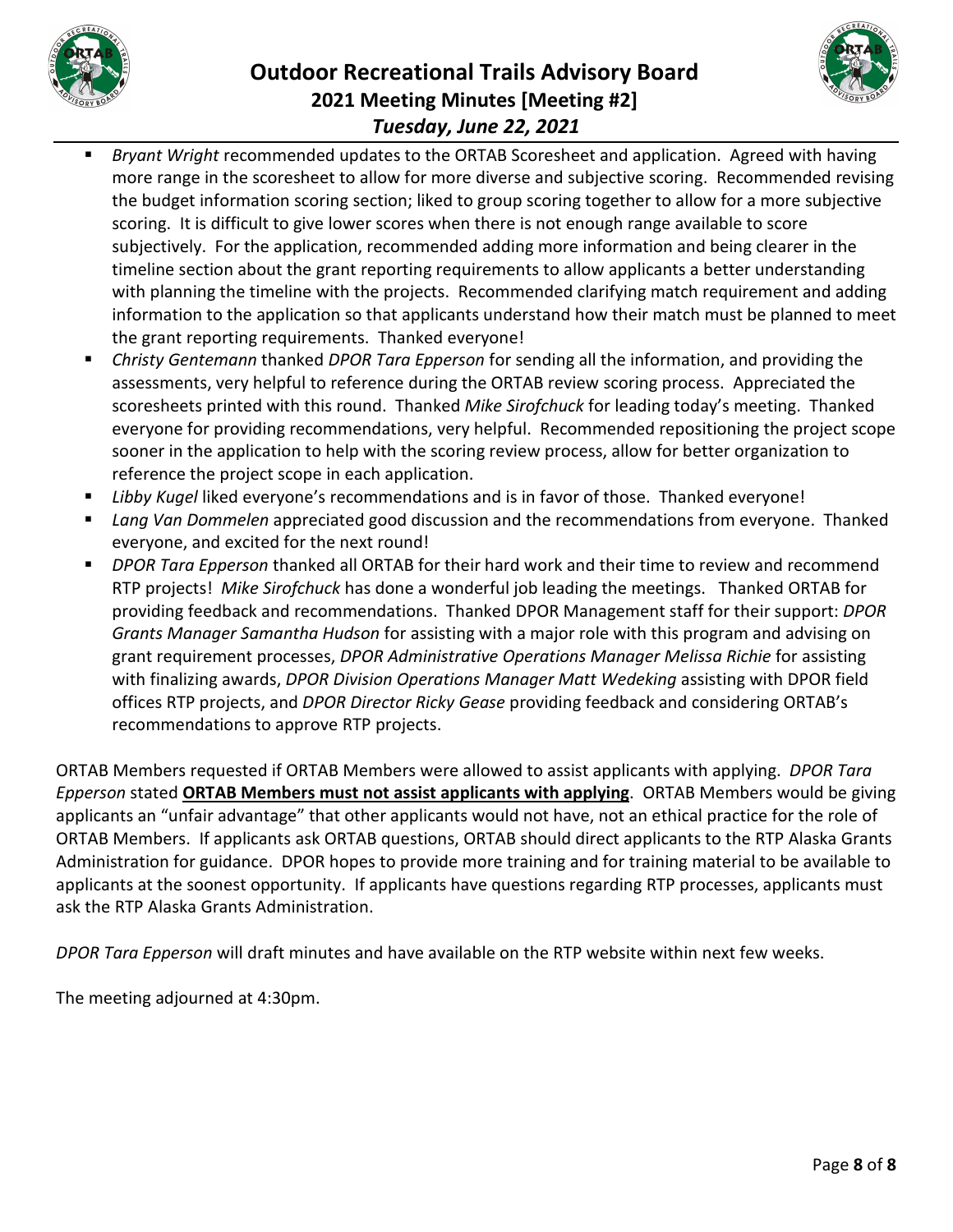- *Bryant Wright* recommended updates to the ORTAB Scoresheet and application. Agreed with having more range in the scoresheet to allow for more diverse and subjective scoring. Recommended revising the budget information scoring section; liked to group scoring together to allow for a more subjective scoring. It is difficult to give lower scores when there is not enough range available to score subjectively. For the application, recommended adding more information and being clearer in the timeline section about the grant reporting requirements to allow applicants a better understanding with planning the timeline with the projects. Recommended clarifying match requirement and adding information to the application so that applicants understand how their match must be planned to meet the grant reporting requirements. Thanked everyone!
- *Christy Gentemann* thanked *DPOR Tara Epperson* for sending all the information, and providing the assessments, very helpful to reference during the ORTAB review scoring process. Appreciated the scoresheets printed with this round. Thanked *Mike Sirofchuck* for leading today's meeting. Thanked everyone for providing recommendations, very helpful. Recommended repositioning the project scope sooner in the application to help with the scoring review process, allow for better organization to reference the project scope in each application.
- *Libby Kugel* liked everyone's recommendations and is in favor of those. Thanked everyone!
- *Lang Van Dommelen* appreciated good discussion and the recommendations from everyone. Thanked everyone, and excited for the next round!
- *DPOR Tara Epperson* thanked all ORTAB for their hard work and their time to review and recommend RTP projects! *Mike Sirofchuck* has done a wonderful job leading the meetings. Thanked ORTAB for providing feedback and recommendations. Thanked DPOR Management staff for their support: *DPOR Grants Manager Samantha Hudson* for assisting with a major role with this program and advising on grant requirement processes, *DPOR Administrative Operations Manager Melissa Richie* for assisting with finalizing awards, *DPOR Division Operations Manager Matt Wedeking* assisting with DPOR field offices RTP projects, and *DPOR Director Ricky Gease* providing feedback and considering ORTAB's recommendations to approve RTP projects.

ORTAB Members requested if ORTAB Members were allowed to assist applicants with applying. *DPOR Tara Epperson* stated **ORTAB Members must not assist applicants with applying**. ORTAB Members would be giving applicants an "unfair advantage" that other applicants would not have, not an ethical practice for the role of ORTAB Members. If applicants ask ORTAB questions, ORTAB should direct applicants to the RTP Alaska Grants Administration for guidance. DPOR hopes to provide more training and for training material to be available to applicants at the soonest opportunity. If applicants have questions regarding RTP processes, applicants must ask the RTP Alaska Grants Administration.

*DPOR Tara Epperson* will draft minutes and have available on the RTP website within next few weeks.

The meeting adjourned at 4:30pm.